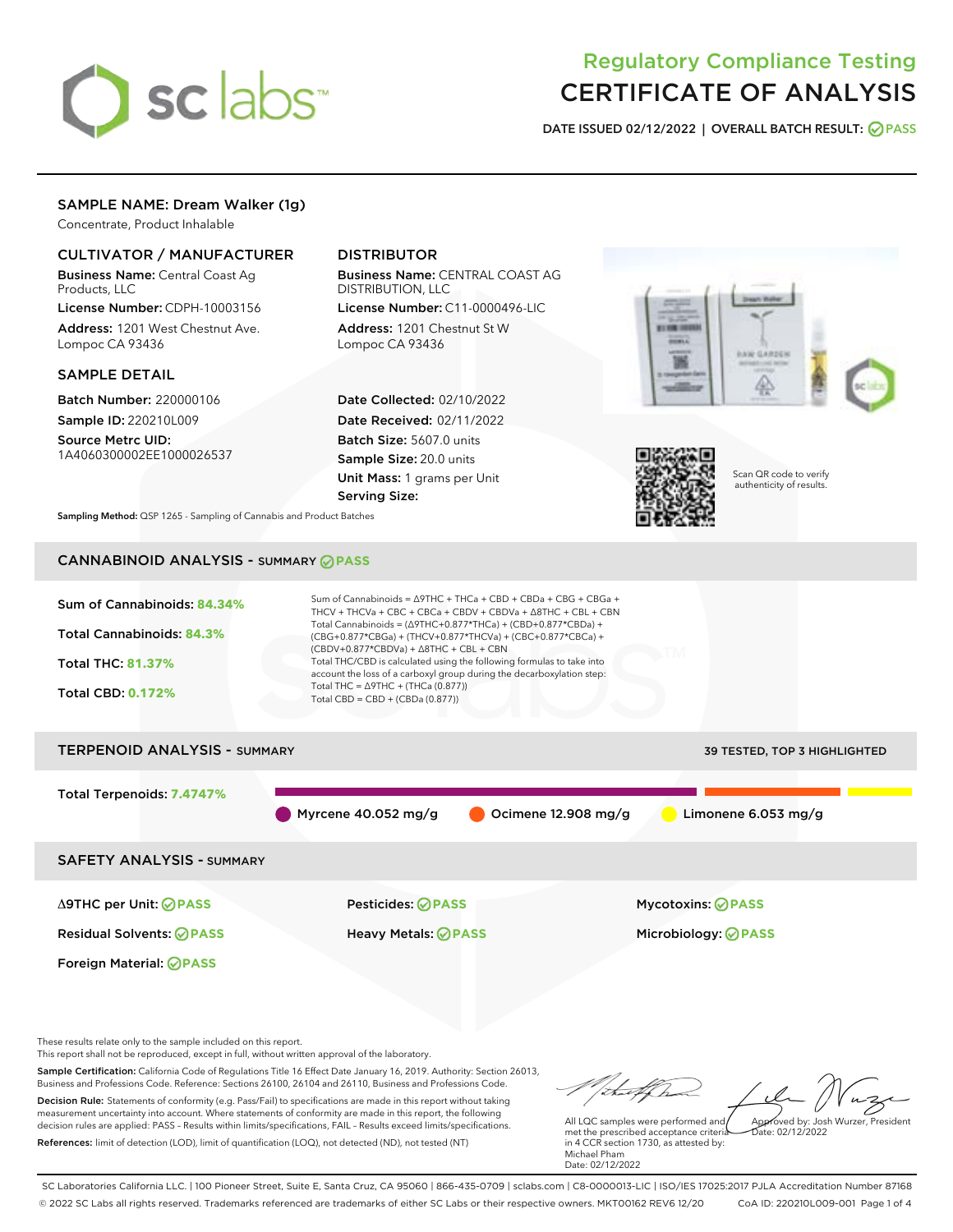# Regulatory Compliance Testing
# CERTIFICATE OF ANALYSIS

**DATE ISSUED 02/12/2022 | OVERALL BATCH RESULT: PASS**

## SAMPLE NAME: Dream Walker (1g)

Concentrate, Product Inhalable

### CULTIVATOR / MANUFACTURER

**Business Name:** Central Coast Ag Products, LLC
**License Number:** CDPH-10003156
**Address:** 1201 West Chestnut Ave. Lompoc CA 93436

### DISTRIBUTOR

**Business Name:** CENTRAL COAST AG DISTRIBUTION, LLC
**License Number:** C11-0000496-LIC
**Address:** 1201 Chestnut St W Lompoc CA 93436

### SAMPLE DETAIL

**Batch Number:** 220000106
**Sample ID:** 220210L009
**Source Metrc UID:** 1A4060300002EE1000026537

**Date Collected:** 02/10/2022
**Date Received:** 02/11/2022
**Batch Size:** 5607.0 units
**Sample Size:** 20.0 units
**Unit Mass:** 1 grams per Unit
**Serving Size:**

Scan QR code to verify authenticity of results.

**Sampling Method:** QSP 1265 - Sampling of Cannabis and Product Batches

## CANNABINOID ANALYSIS - SUMMARY PASS

**Sum of Cannabinoids:** 84.34%
**Total Cannabinoids:** 84.3%
**Total THC:** 81.37%
**Total CBD:** 0.172%

Sum of Cannabinoids = Δ9THC + THCa + CBD + CBDa + CBG + CBGa + THCV + THCVa + CBC + CBCa + CBDV + CBDVa + Δ8THC + CBL + CBN

Total Cannabinoids = (Δ9THC+0.877*THCa) + (CBD+0.877*CBDa) + (CBG+0.877*CBGa) + (THCV+0.877*THCVa) + (CBC+0.877*CBCa) + (CBDV+0.877*CBDVa) + Δ8THC + CBL + CBN

Total THC/CBD is calculated using the following formulas to take into account the loss of a carboxyl group during the decarboxylation step:
Total THC = Δ9THC + (THCa (0.877))
Total CBD = CBD + (CBDa (0.877))

## TERPENOID ANALYSIS - SUMMARY

39 TESTED, TOP 3 HIGHLIGHTED

**Total Terpenoids:** 7.4747%

Myrcene 40.052 mg/g | Ocimene 12.908 mg/g | Limonene 6.053 mg/g

## SAFETY ANALYSIS - SUMMARY

| | | |
|---|---|---|
| Δ9THC per Unit: PASS | Pesticides: PASS | Mycotoxins: PASS |
| Residual Solvents: PASS | Heavy Metals: PASS | Microbiology: PASS |
| Foreign Material: PASS | | |

These results relate only to the sample included on this report.
This report shall not be reproduced, except in full, without written approval of the laboratory.

**Sample Certification:** California Code of Regulations Title 16 Effect Date January 16, 2019. Authority: Section 26013, Business and Professions Code. Reference: Sections 26100, 26104 and 26110, Business and Professions Code.

**Decision Rule:** Statements of conformity (e.g. Pass/Fail) to specifications are made in this report without taking measurement uncertainty into account. Where statements of conformity are made in this report, the following decision rules are applied: PASS – Results within limits/specifications, FAIL – Results exceed limits/specifications.

**References:** limit of detection (LOD), limit of quantification (LOQ), not detected (ND), not tested (NT)

All LQC samples were performed and met the prescribed acceptance criteria in 4 CCR section 1730, as attested by: Michael Pham
Date: 02/12/2022

Approved by: Josh Wurzer, President
Date: 02/12/2022

SC Laboratories California LLC. | 100 Pioneer Street, Suite E, Santa Cruz, CA 95060 | 866-435-0709 | sclabs.com | C8-0000013-LIC | ISO/IES 17025:2017 PJLA Accreditation Number 87168
© 2022 SC Labs all rights reserved. Trademarks referenced are trademarks of either SC Labs or their respective owners. MKT00162 REV6 12/20 CoA ID: 220210L009-001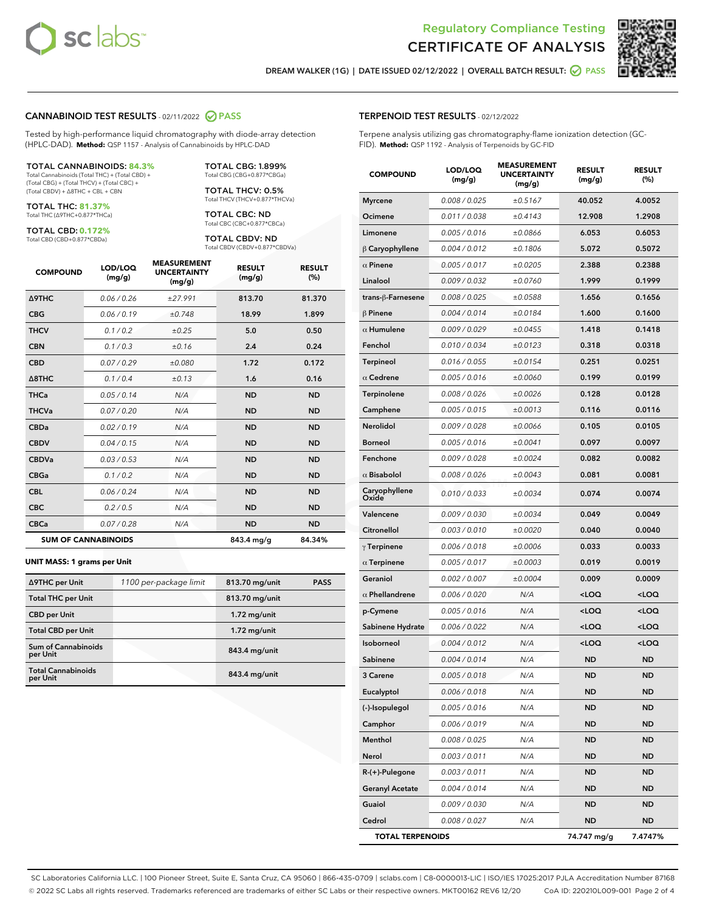# Regulatory Compliance Testing
# CERTIFICATE OF ANALYSIS

DREAM WALKER (1G) | DATE ISSUED 02/12/2022 | OVERALL BATCH RESULT: PASS

## CANNABINOID TEST RESULTS - 02/11/2022 PASS

Tested by high-performance liquid chromatography with diode-array detection (HPLC-DAD). **Method:** QSP 1157 - Analysis of Cannabinoids by HPLC-DAD

**TOTAL CANNABINOIDS: 84.3%**
Total Cannabinoids (Total THC) + (Total CBD) + (Total CBG) + (Total THCV) + (Total CBC) + (Total CBDV) + Δ8THC + CBL + CBN

**TOTAL THC: 81.37%**
Total THC (Δ9THC+0.877*THCa)

**TOTAL CBD: 0.172%**
Total CBD (CBD+0.877*CBDa)

**TOTAL CBG: 1.899%**
Total CBG (CBG+0.877*CBGa)

**TOTAL THCV: 0.5%**
Total THCV (THCV+0.877*THCVa)

**TOTAL CBC: ND**
Total CBC (CBC+0.877*CBCa)

**TOTAL CBDV: ND**
Total CBDV (CBDV+0.877*CBDVa)

| COMPOUND | LOD/LOQ (mg/g) | MEASUREMENT UNCERTAINTY (mg/g) | RESULT (mg/g) | RESULT (%) |
|---|---|---|---|---|
| Δ9THC | 0.06 / 0.26 | ±27.991 | 813.70 | 81.370 |
| CBG | 0.06 / 0.19 | ±0.748 | 18.99 | 1.899 |
| THCV | 0.1 / 0.2 | ±0.25 | 5.0 | 0.50 |
| CBN | 0.1 / 0.3 | ±0.16 | 2.4 | 0.24 |
| CBD | 0.07 / 0.29 | ±0.080 | 1.72 | 0.172 |
| Δ8THC | 0.1 / 0.4 | ±0.13 | 1.6 | 0.16 |
| THCa | 0.05 / 0.14 | N/A | ND | ND |
| THCVa | 0.07 / 0.20 | N/A | ND | ND |
| CBDa | 0.02 / 0.19 | N/A | ND | ND |
| CBDV | 0.04 / 0.15 | N/A | ND | ND |
| CBDVa | 0.03 / 0.53 | N/A | ND | ND |
| CBGa | 0.1 / 0.2 | N/A | ND | ND |
| CBL | 0.06 / 0.24 | N/A | ND | ND |
| CBC | 0.2 / 0.5 | N/A | ND | ND |
| CBCa | 0.07 / 0.28 | N/A | ND | ND |
| **SUM OF CANNABINOIDS** | | | 843.4 mg/g | 84.34% |

**UNIT MASS: 1 grams per Unit**

| | | | |
|---|---|---|---|
| Δ9THC per Unit | 1100 per-package limit | 813.70 mg/unit | PASS |
| Total THC per Unit | | 813.70 mg/unit | |
| CBD per Unit | | 1.72 mg/unit | |
| Total CBD per Unit | | 1.72 mg/unit | |
| Sum of Cannabinoids per Unit | | 843.4 mg/unit | |
| Total Cannabinoids per Unit | | 843.4 mg/unit | |

## TERPENOID TEST RESULTS - 02/12/2022

Terpene analysis utilizing gas chromatography-flame ionization detection (GC-FID). **Method:** QSP 1192 - Analysis of Terpenoids by GC-FID

| COMPOUND | LOD/LOQ (mg/g) | MEASUREMENT UNCERTAINTY (mg/g) | RESULT (mg/g) | RESULT (%) |
|---|---|---|---|---|
| Myrcene | 0.008 / 0.025 | ±0.5167 | 40.052 | 4.0052 |
| Ocimene | 0.011 / 0.038 | ±0.4143 | 12.908 | 1.2908 |
| Limonene | 0.005 / 0.016 | ±0.0866 | 6.053 | 0.6053 |
| β Caryophyllene | 0.004 / 0.012 | ±0.1806 | 5.072 | 0.5072 |
| α Pinene | 0.005 / 0.017 | ±0.0205 | 2.388 | 0.2388 |
| Linalool | 0.009 / 0.032 | ±0.0760 | 1.999 | 0.1999 |
| trans-β-Farnesene | 0.008 / 0.025 | ±0.0588 | 1.656 | 0.1656 |
| β Pinene | 0.004 / 0.014 | ±0.0184 | 1.600 | 0.1600 |
| α Humulene | 0.009 / 0.029 | ±0.0455 | 1.418 | 0.1418 |
| Fenchol | 0.010 / 0.034 | ±0.0123 | 0.318 | 0.0318 |
| Terpineol | 0.016 / 0.055 | ±0.0154 | 0.251 | 0.0251 |
| α Cedrene | 0.005 / 0.016 | ±0.0060 | 0.199 | 0.0199 |
| Terpinolene | 0.008 / 0.026 | ±0.0026 | 0.128 | 0.0128 |
| Camphene | 0.005 / 0.015 | ±0.0013 | 0.116 | 0.0116 |
| Nerolidol | 0.009 / 0.028 | ±0.0066 | 0.105 | 0.0105 |
| Borneol | 0.005 / 0.016 | ±0.0041 | 0.097 | 0.0097 |
| Fenchone | 0.009 / 0.028 | ±0.0024 | 0.082 | 0.0082 |
| α Bisabolol | 0.008 / 0.026 | ±0.0043 | 0.081 | 0.0081 |
| Caryophyllene Oxide | 0.010 / 0.033 | ±0.0034 | 0.074 | 0.0074 |
| Valencene | 0.009 / 0.030 | ±0.0034 | 0.049 | 0.0049 |
| Citronellol | 0.003 / 0.010 | ±0.0020 | 0.040 | 0.0040 |
| γ Terpinene | 0.006 / 0.018 | ±0.0006 | 0.033 | 0.0033 |
| α Terpinene | 0.005 / 0.017 | ±0.0003 | 0.019 | 0.0019 |
| Geraniol | 0.002 / 0.007 | ±0.0004 | 0.009 | 0.0009 |
| α Phellandrene | 0.006 / 0.020 | N/A | <LOQ | <LOQ |
| p-Cymene | 0.005 / 0.016 | N/A | <LOQ | <LOQ |
| Sabinene Hydrate | 0.006 / 0.022 | N/A | <LOQ | <LOQ |
| Isoborneol | 0.004 / 0.012 | N/A | <LOQ | <LOQ |
| Sabinene | 0.004 / 0.014 | N/A | ND | ND |
| 3 Carene | 0.005 / 0.018 | N/A | ND | ND |
| Eucalyptol | 0.006 / 0.018 | N/A | ND | ND |
| (-)-Isopulegol | 0.005 / 0.016 | N/A | ND | ND |
| Camphor | 0.006 / 0.019 | N/A | ND | ND |
| Menthol | 0.008 / 0.025 | N/A | ND | ND |
| Nerol | 0.003 / 0.011 | N/A | ND | ND |
| R-(+)-Pulegone | 0.003 / 0.011 | N/A | ND | ND |
| Geranyl Acetate | 0.004 / 0.014 | N/A | ND | ND |
| Guaiol | 0.009 / 0.030 | N/A | ND | ND |
| Cedrol | 0.008 / 0.027 | N/A | ND | ND |
| **TOTAL TERPENOIDS** | | | 74.747 mg/g | 7.4747% |

SC Laboratories California LLC. | 100 Pioneer Street, Suite E, Santa Cruz, CA 95060 | 866-435-0709 | sclabs.com | C8-0000013-LIC | ISO/IES 17025:2017 PJLA Accreditation Number 87168
© 2022 SC Labs all rights reserved. Trademarks referenced are trademarks of either SC Labs or their respective owners. MKT00162 REV6 12/20 CoA ID: 220210L009-001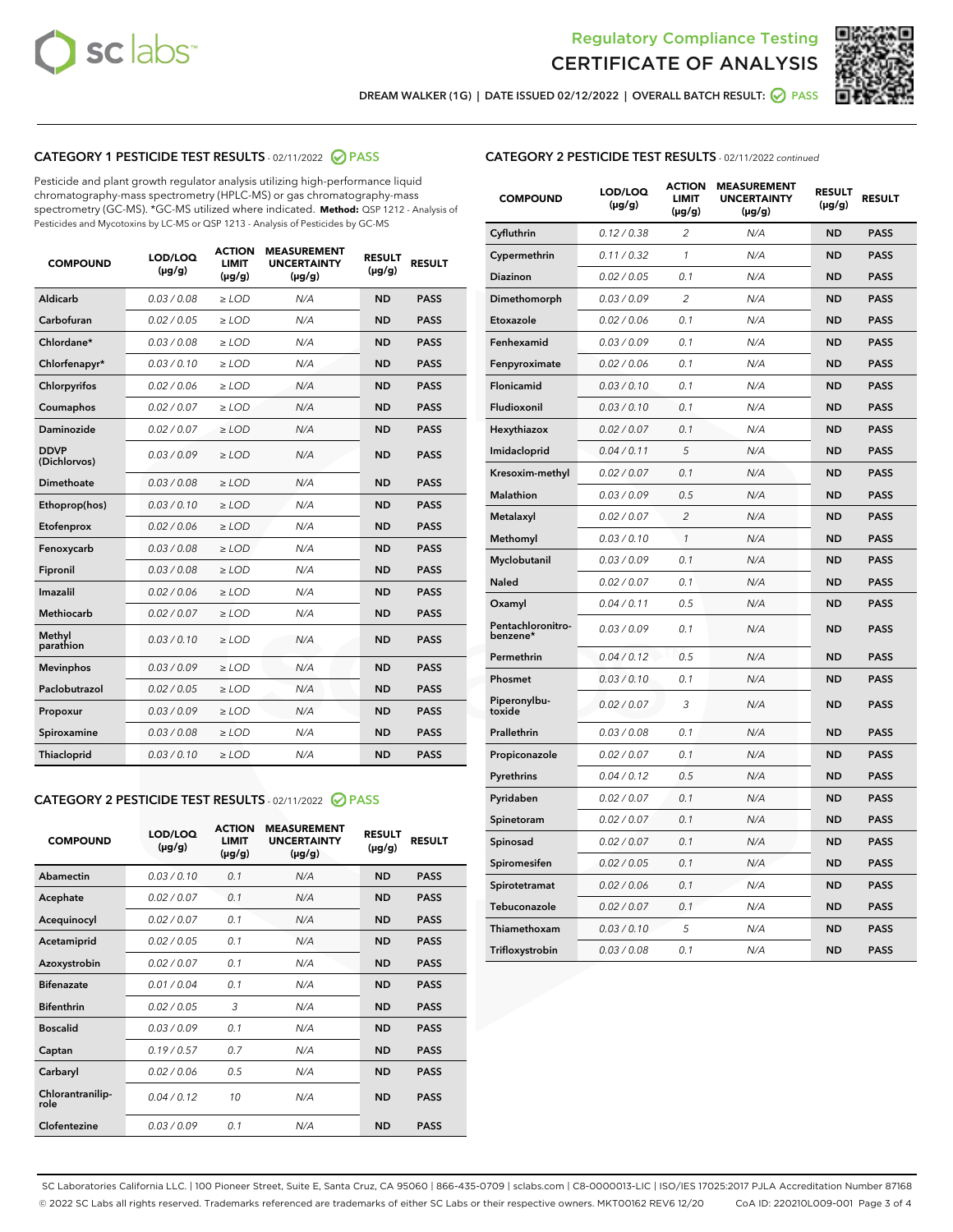# Regulatory Compliance Testing CERTIFICATE OF ANALYSIS

DREAM WALKER (1G) | DATE ISSUED 02/12/2022 | OVERALL BATCH RESULT: PASS

## CATEGORY 1 PESTICIDE TEST RESULTS - 02/11/2022 PASS

Pesticide and plant growth regulator analysis utilizing high-performance liquid chromatography-mass spectrometry (HPLC-MS) or gas chromatography-mass spectrometry (GC-MS). *GC-MS utilized where indicated. **Method:** QSP 1212 - Analysis of Pesticides and Mycotoxins by LC-MS or QSP 1213 - Analysis of Pesticides by GC-MS

| COMPOUND | LOD/LOQ (µg/g) | ACTION LIMIT (µg/g) | MEASUREMENT UNCERTAINTY (µg/g) | RESULT (µg/g) | RESULT |
|---|---|---|---|---|---|
| Aldicarb | 0.03 / 0.08 | ≥ LOD | N/A | ND | PASS |
| Carbofuran | 0.02 / 0.05 | ≥ LOD | N/A | ND | PASS |
| Chlordane* | 0.03 / 0.08 | ≥ LOD | N/A | ND | PASS |
| Chlorfenapyr* | 0.03 / 0.10 | ≥ LOD | N/A | ND | PASS |
| Chlorpyrifos | 0.02 / 0.06 | ≥ LOD | N/A | ND | PASS |
| Coumaphos | 0.02 / 0.07 | ≥ LOD | N/A | ND | PASS |
| Daminozide | 0.02 / 0.07 | ≥ LOD | N/A | ND | PASS |
| DDVP (Dichlorvos) | 0.03 / 0.09 | ≥ LOD | N/A | ND | PASS |
| Dimethoate | 0.03 / 0.08 | ≥ LOD | N/A | ND | PASS |
| Ethoprop(hos) | 0.03 / 0.10 | ≥ LOD | N/A | ND | PASS |
| Etofenprox | 0.02 / 0.06 | ≥ LOD | N/A | ND | PASS |
| Fenoxycarb | 0.03 / 0.08 | ≥ LOD | N/A | ND | PASS |
| Fipronil | 0.03 / 0.08 | ≥ LOD | N/A | ND | PASS |
| Imazalil | 0.02 / 0.06 | ≥ LOD | N/A | ND | PASS |
| Methiocarb | 0.02 / 0.07 | ≥ LOD | N/A | ND | PASS |
| Methyl parathion | 0.03 / 0.10 | ≥ LOD | N/A | ND | PASS |
| Mevinphos | 0.03 / 0.09 | ≥ LOD | N/A | ND | PASS |
| Paclobutrazol | 0.02 / 0.05 | ≥ LOD | N/A | ND | PASS |
| Propoxur | 0.03 / 0.09 | ≥ LOD | N/A | ND | PASS |
| Spiroxamine | 0.03 / 0.08 | ≥ LOD | N/A | ND | PASS |
| Thiacloprid | 0.03 / 0.10 | ≥ LOD | N/A | ND | PASS |

## CATEGORY 2 PESTICIDE TEST RESULTS - 02/11/2022 PASS

| COMPOUND | LOD/LOQ (µg/g) | ACTION LIMIT (µg/g) | MEASUREMENT UNCERTAINTY (µg/g) | RESULT (µg/g) | RESULT |
|---|---|---|---|---|---|
| Abamectin | 0.03 / 0.10 | 0.1 | N/A | ND | PASS |
| Acephate | 0.02 / 0.07 | 0.1 | N/A | ND | PASS |
| Acequinocyl | 0.02 / 0.07 | 0.1 | N/A | ND | PASS |
| Acetamiprid | 0.02 / 0.05 | 0.1 | N/A | ND | PASS |
| Azoxystrobin | 0.02 / 0.07 | 0.1 | N/A | ND | PASS |
| Bifenazate | 0.01 / 0.04 | 0.1 | N/A | ND | PASS |
| Bifenthrin | 0.02 / 0.05 | 3 | N/A | ND | PASS |
| Boscalid | 0.03 / 0.09 | 0.1 | N/A | ND | PASS |
| Captan | 0.19 / 0.57 | 0.7 | N/A | ND | PASS |
| Carbaryl | 0.02 / 0.06 | 0.5 | N/A | ND | PASS |
| Chlorantraniliprole | 0.04 / 0.12 | 10 | N/A | ND | PASS |
| Clofentezine | 0.03 / 0.09 | 0.1 | N/A | ND | PASS |
| Cyfluthrin | 0.12 / 0.38 | 2 | N/A | ND | PASS |
| Cypermethrin | 0.11 / 0.32 | 1 | N/A | ND | PASS |
| Diazinon | 0.02 / 0.05 | 0.1 | N/A | ND | PASS |
| Dimethomorph | 0.03 / 0.09 | 2 | N/A | ND | PASS |
| Etoxazole | 0.02 / 0.06 | 0.1 | N/A | ND | PASS |
| Fenhexamid | 0.03 / 0.09 | 0.1 | N/A | ND | PASS |
| Fenpyroximate | 0.02 / 0.06 | 0.1 | N/A | ND | PASS |
| Flonicamid | 0.03 / 0.10 | 0.1 | N/A | ND | PASS |
| Fludioxonil | 0.03 / 0.10 | 0.1 | N/A | ND | PASS |
| Hexythiazox | 0.02 / 0.07 | 0.1 | N/A | ND | PASS |
| Imidacloprid | 0.04 / 0.11 | 5 | N/A | ND | PASS |
| Kresoxim-methyl | 0.02 / 0.07 | 0.1 | N/A | ND | PASS |
| Malathion | 0.03 / 0.09 | 0.5 | N/A | ND | PASS |
| Metalaxyl | 0.02 / 0.07 | 2 | N/A | ND | PASS |
| Methomyl | 0.03 / 0.10 | 1 | N/A | ND | PASS |
| Myclobutanil | 0.03 / 0.09 | 0.1 | N/A | ND | PASS |
| Naled | 0.02 / 0.07 | 0.1 | N/A | ND | PASS |
| Oxamyl | 0.04 / 0.11 | 0.5 | N/A | ND | PASS |
| Pentachloronitrobenzene* | 0.03 / 0.09 | 0.1 | N/A | ND | PASS |
| Permethrin | 0.04 / 0.12 | 0.5 | N/A | ND | PASS |
| Phosmet | 0.03 / 0.10 | 0.1 | N/A | ND | PASS |
| Piperonylbutoxide | 0.02 / 0.07 | 3 | N/A | ND | PASS |
| Prallethrin | 0.03 / 0.08 | 0.1 | N/A | ND | PASS |
| Propiconazole | 0.02 / 0.07 | 0.1 | N/A | ND | PASS |
| Pyrethrins | 0.04 / 0.12 | 0.5 | N/A | ND | PASS |
| Pyridaben | 0.02 / 0.07 | 0.1 | N/A | ND | PASS |
| Spinetoram | 0.02 / 0.07 | 0.1 | N/A | ND | PASS |
| Spinosad | 0.02 / 0.07 | 0.1 | N/A | ND | PASS |
| Spiromesifen | 0.02 / 0.05 | 0.1 | N/A | ND | PASS |
| Spirotetramat | 0.02 / 0.06 | 0.1 | N/A | ND | PASS |
| Tebuconazole | 0.02 / 0.07 | 0.1 | N/A | ND | PASS |
| Thiamethoxam | 0.03 / 0.10 | 5 | N/A | ND | PASS |
| Trifloxystrobin | 0.03 / 0.08 | 0.1 | N/A | ND | PASS |

SC Laboratories California LLC. | 100 Pioneer Street, Suite E, Santa Cruz, CA 95060 | 866-435-0709 | sclabs.com | C8-0000013-LIC | ISO/IES 17025:2017 PJLA Accreditation Number 87168
© 2022 SC Labs all rights reserved. Trademarks referenced are trademarks of either SC Labs or their respective owners. MKT00162 REV6 12/20 CoA ID: 220210L009-001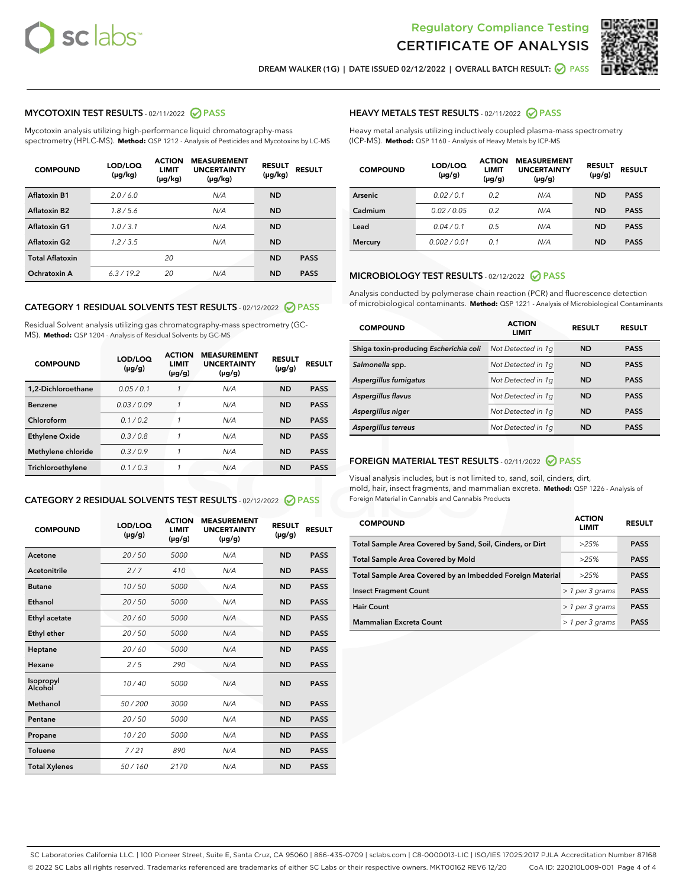Regulatory Compliance Testing

# CERTIFICATE OF ANALYSIS

DREAM WALKER (1G) | DATE ISSUED 02/12/2022 | OVERALL BATCH RESULT: PASS

## MYCOTOXIN TEST RESULTS - 02/11/2022 PASS

Mycotoxin analysis utilizing high-performance liquid chromatography-mass spectrometry (HPLC-MS). **Method:** QSP 1212 - Analysis of Pesticides and Mycotoxins by LC-MS

| COMPOUND | LOD/LOQ (μg/kg) | ACTION LIMIT (μg/kg) | MEASUREMENT UNCERTAINTY (μg/kg) | RESULT (μg/kg) | RESULT |
|---|---|---|---|---|---|
| Aflatoxin B1 | 2.0 / 6.0 | | N/A | ND | |
| Aflatoxin B2 | 1.8 / 5.6 | | N/A | ND | |
| Aflatoxin G1 | 1.0 / 3.1 | | N/A | ND | |
| Aflatoxin G2 | 1.2 / 3.5 | | N/A | ND | |
| Total Aflatoxin | | 20 | | ND | PASS |
| Ochratoxin A | 6.3 / 19.2 | 20 | N/A | ND | PASS |

## CATEGORY 1 RESIDUAL SOLVENTS TEST RESULTS - 02/12/2022 PASS

Residual Solvent analysis utilizing gas chromatography-mass spectrometry (GC-MS). **Method:** QSP 1204 - Analysis of Residual Solvents by GC-MS

| COMPOUND | LOD/LOQ (μg/g) | ACTION LIMIT (μg/g) | MEASUREMENT UNCERTAINTY (μg/g) | RESULT (μg/g) | RESULT |
|---|---|---|---|---|---|
| 1,2-Dichloroethane | 0.05 / 0.1 | 1 | N/A | ND | PASS |
| Benzene | 0.03 / 0.09 | 1 | N/A | ND | PASS |
| Chloroform | 0.1 / 0.2 | 1 | N/A | ND | PASS |
| Ethylene Oxide | 0.3 / 0.8 | 1 | N/A | ND | PASS |
| Methylene chloride | 0.3 / 0.9 | 1 | N/A | ND | PASS |
| Trichloroethylene | 0.1 / 0.3 | 1 | N/A | ND | PASS |

## CATEGORY 2 RESIDUAL SOLVENTS TEST RESULTS - 02/12/2022 PASS

| COMPOUND | LOD/LOQ (μg/g) | ACTION LIMIT (μg/g) | MEASUREMENT UNCERTAINTY (μg/g) | RESULT (μg/g) | RESULT |
|---|---|---|---|---|---|
| Acetone | 20 / 50 | 5000 | N/A | ND | PASS |
| Acetonitrile | 2 / 7 | 410 | N/A | ND | PASS |
| Butane | 10 / 50 | 5000 | N/A | ND | PASS |
| Ethanol | 20 / 50 | 5000 | N/A | ND | PASS |
| Ethyl acetate | 20 / 60 | 5000 | N/A | ND | PASS |
| Ethyl ether | 20 / 50 | 5000 | N/A | ND | PASS |
| Heptane | 20 / 60 | 5000 | N/A | ND | PASS |
| Hexane | 2 / 5 | 290 | N/A | ND | PASS |
| Isopropyl Alcohol | 10 / 40 | 5000 | N/A | ND | PASS |
| Methanol | 50 / 200 | 3000 | N/A | ND | PASS |
| Pentane | 20 / 50 | 5000 | N/A | ND | PASS |
| Propane | 10 / 20 | 5000 | N/A | ND | PASS |
| Toluene | 7 / 21 | 890 | N/A | ND | PASS |
| Total Xylenes | 50 / 160 | 2170 | N/A | ND | PASS |

## HEAVY METALS TEST RESULTS - 02/11/2022 PASS

Heavy metal analysis utilizing inductively coupled plasma-mass spectrometry (ICP-MS). **Method:** QSP 1160 - Analysis of Heavy Metals by ICP-MS

| COMPOUND | LOD/LOQ (μg/g) | ACTION LIMIT (μg/g) | MEASUREMENT UNCERTAINTY (μg/g) | RESULT (μg/g) | RESULT |
|---|---|---|---|---|---|
| Arsenic | 0.02 / 0.1 | 0.2 | N/A | ND | PASS |
| Cadmium | 0.02 / 0.05 | 0.2 | N/A | ND | PASS |
| Lead | 0.04 / 0.1 | 0.5 | N/A | ND | PASS |
| Mercury | 0.002 / 0.01 | 0.1 | N/A | ND | PASS |

## MICROBIOLOGY TEST RESULTS - 02/12/2022 PASS

Analysis conducted by polymerase chain reaction (PCR) and fluorescence detection of microbiological contaminants. **Method:** QSP 1221 - Analysis of Microbiological Contaminants

| COMPOUND | ACTION LIMIT | RESULT | RESULT |
|---|---|---|---|
| Shiga toxin-producing *Escherichia coli* | Not Detected in 1g | ND | PASS |
| *Salmonella* spp. | Not Detected in 1g | ND | PASS |
| *Aspergillus fumigatus* | Not Detected in 1g | ND | PASS |
| *Aspergillus flavus* | Not Detected in 1g | ND | PASS |
| *Aspergillus niger* | Not Detected in 1g | ND | PASS |
| *Aspergillus terreus* | Not Detected in 1g | ND | PASS |

## FOREIGN MATERIAL TEST RESULTS - 02/11/2022 PASS

Visual analysis includes, but is not limited to, sand, soil, cinders, dirt, mold, hair, insect fragments, and mammalian excreta. **Method:** QSP 1226 - Analysis of Foreign Material in Cannabis and Cannabis Products

| COMPOUND | ACTION LIMIT | RESULT |
|---|---|---|
| Total Sample Area Covered by Sand, Soil, Cinders, or Dirt | >25% | PASS |
| Total Sample Area Covered by Mold | >25% | PASS |
| Total Sample Area Covered by an Imbedded Foreign Material | >25% | PASS |
| Insect Fragment Count | > 1 per 3 grams | PASS |
| Hair Count | > 1 per 3 grams | PASS |
| Mammalian Excreta Count | > 1 per 3 grams | PASS |

SC Laboratories California LLC. | 100 Pioneer Street, Suite E, Santa Cruz, CA 95060 | 866-435-0709 | sclabs.com | C8-0000013-LIC | ISO/IES 17025:2017 PJLA Accreditation Number 87168
© 2022 SC Labs all rights reserved. Trademarks referenced are trademarks of either SC Labs or their respective owners. MKT00162 REV6 12/20 CoA ID: 220210L009-001